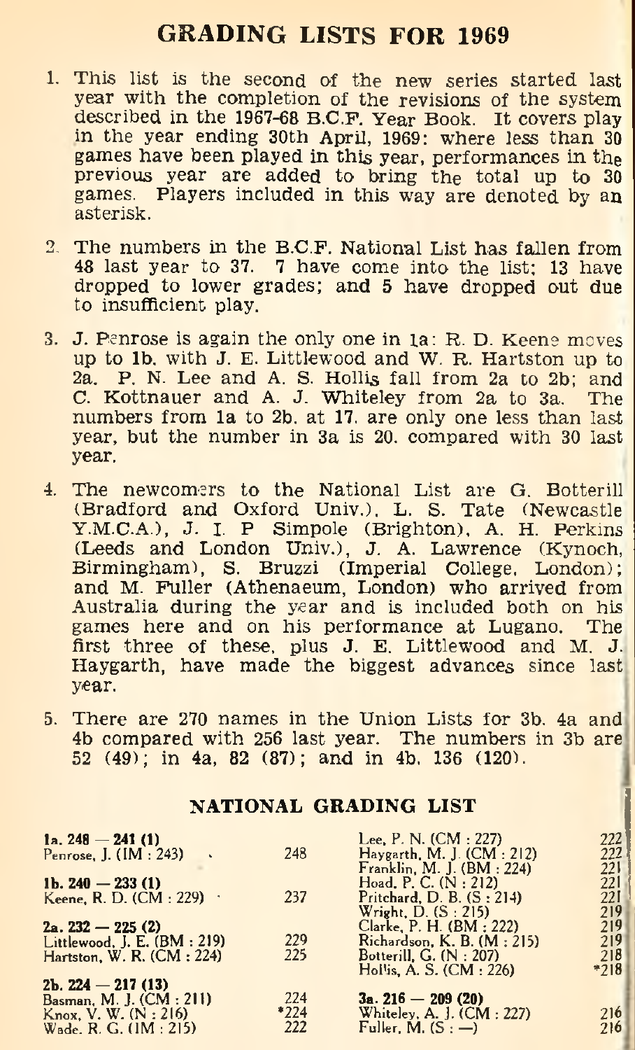# GRADING LISTS FOR 1969

1. This list is the second of the new series started last year with the completion of the revisions of the system described in the 1967-68 B.C.F. Year Book. It covers play in the year ending 30th April, 1969: where less than 30 games have been played in this year, performances in the previous year are added to bring the total up to 30 games. Players included in this way are denoted by an asterisk.

2. The numbers in the B.C.F. National List has fallen from 48 last year to 37. 7 have come into the list; 13 have dropped to lower grades; and 5 have dropped out due to insufficient play.

3. J. Penrose is again the only one in 1a: R. D. Keene moves up to 1b. with J. E. Littlewood and W. R. Hartston up to 2a. P. N. Lee and A. S. Hollis fall from 2a to 2b; and C. Kottnauer and A. J. Whiteley from 2a to 3a. The numbers from 1a to 2b. at 17. are only one less than last year, but the number in 3a is 20. compared with 30 last year.

4. The newcomers to the National List are G. Botterill (Bradford and Oxford Univ.), L. S. Tate (Newcastle Y.M.C.A.), J. I. P Simpole (Brighton), A. H. Perkins (Leeds and London Univ.), J. A. Lawrence (Kynoch, Birmingham), S. Bruzzi (Imperial College, London); and M. Fuller (Athenaeum, London) who arrived from Australia during the year and is included both on his games here and on his performance at Lugano. The first three of these, plus J. E. Littlewood and M. J. Haygarth, have made the biggest advances since last year.

5. There are 270 names in the Union Lists for 3b. 4a and 4b compared with 256 last year. The numbers in 3b are 52 (49); in 4a, 82 (87); and in 4b, 136 (120).

## NATIONAL GRADING LIST

**1a. 248 — 241 (1)**

| | |
|---|---|
| Penrose, J. (IM : 243) | 248 |

**1b. 240 — 233 (1)**

| | |
|---|---|
| Keene, R. D. (CM : 229) | 237 |

**2a. 232 — 225 (2)**

| | |
|---|---|
| Littlewood, J. E. (BM : 219) | 229 |
| Hartston, W. R. (CM : 224) | 225 |

**2b. 224 — 217 (13)**

| | |
|---|---|
| Basman, M. J. (CM : 211) | 224 |
| Knox, V. W. (N : 216) | *224 |
| Wade, R. G. (IM : 215) | 222 |
| Lee, P. N. (CM : 227) | 222 |
| Haygarth, M. J. (CM : 212) | 222 |
| Franklin, M. J. (BM : 224) | 221 |
| Hoad, P. C. (N : 212) | 221 |
| Pritchard, D. B. (S : 214) | 221 |
| Wright, D. (S : 215) | 219 |
| Clarke, P. H. (BM : 222) | 219 |
| Richardson, K. B. (M : 215) | 219 |
| Botterill, G. (N : 207) | 218 |
| Hollis, A. S. (CM : 226) | *218 |

**3a. 216 — 209 (20)**

| | |
|---|---|
| Whiteley, A. J. (CM : 227) | 216 |
| Fuller, M. (S : —) | 216 |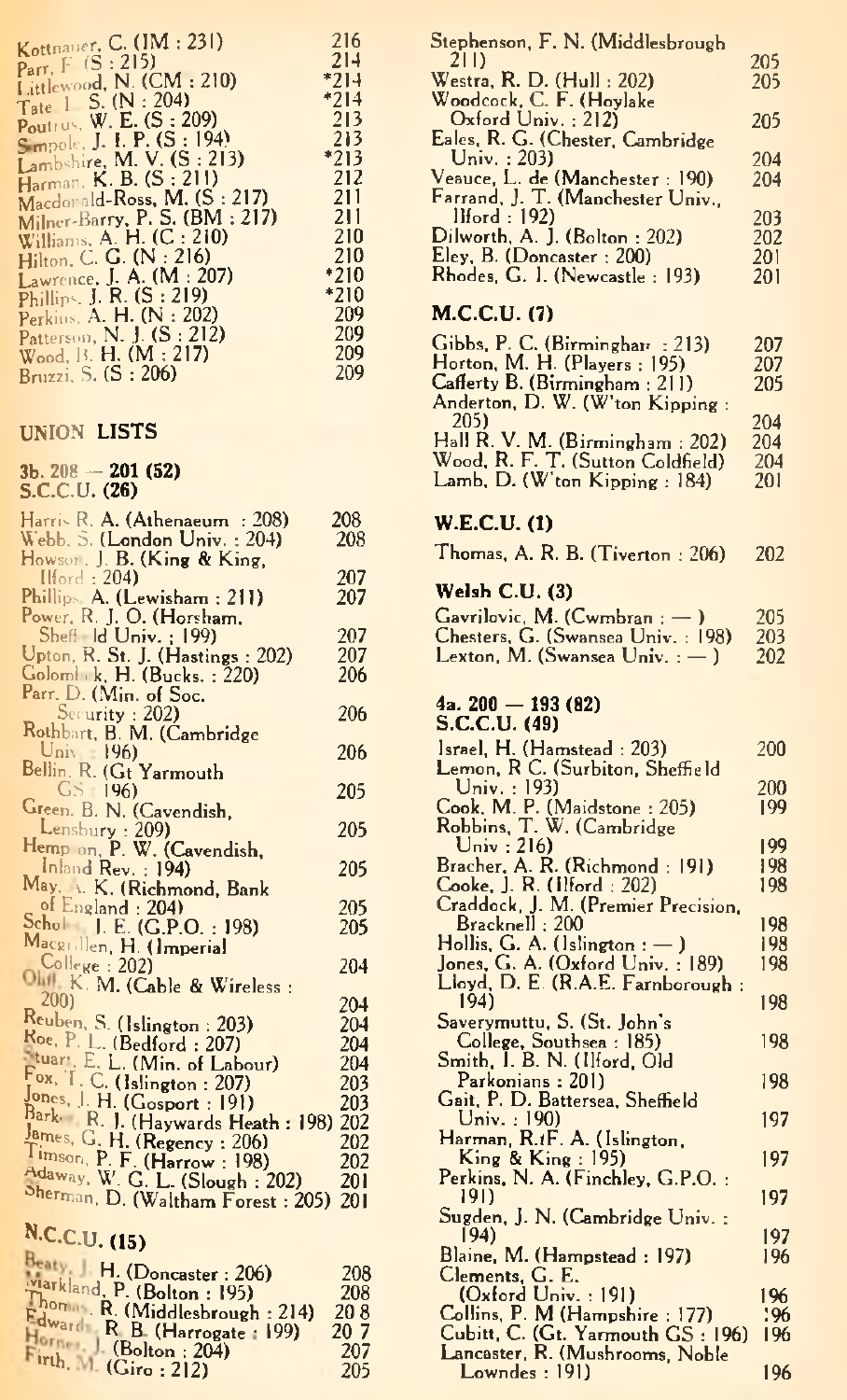| | |
|---|---|
| Kottnauer, C. (IM : 231) | 216 |
| Parr, F (S : 215) | 214 |
| Littlewood, N. (CM : 210) | *214 |
| Tate, I. S. (N : 204) | *214 |
| Poutrus, W. E. (S : 209) | 213 |
| Simpole, J. I. P. (S : 194) | 213 |
| Lambshire, M. V. (S : 213) | *213 |
| Harman, K. B. (S : 211) | 212 |
| Macdonald-Ross, M. (S : 217) | 211 |
| Milner-Barry, P. S. (BM : 217) | 211 |
| Williams, A. H. (C : 210) | 210 |
| Hilton, C. G. (N : 216) | 210 |
| Lawrence, J. A. (M : 207) | *210 |
| Phillips, J. R. (S : 219) | *210 |
| Perkins, A. H. (N : 202) | 209 |
| Patterson, N. J. (S : 212) | 209 |
| Wood, B. H. (M : 217) | 209 |
| Bruzzi, S. (S : 206) | 209 |

## UNION LISTS

### 3b. 208 — 201 (52)

### S.C.C.U. (26)

| | |
|---|---|
| Harris, R. A. (Athenaeum : 208) | 208 |
| Webb, S. (London Univ. : 204) | 208 |
| Howson, J. B. (King & King, Ilford : 204) | 207 |
| Phillips, A. (Lewisham : 211) | 207 |
| Power, R. J. O. (Horsham, Sheffield Univ. ; 199) | 207 |
| Upton, R. St. J. (Hastings : 202) | 207 |
| Golombek, H. (Bucks. : 220) | 206 |
| Parr, D. (Min. of Soc. Security : 202) | 206 |
| Rothbart, B. M. (Cambridge Univ. : 196) | 206 |
| Bellin, R. (Gt Yarmouth GS : 196) | 205 |
| Green, B. N. (Cavendish, Lensbury : 209) | 205 |
| Hempson, P. W. (Cavendish, Inland Rev. : 194) | 205 |
| May, A. K. (Richmond, Bank of England : 204) | 205 |
| Scholl, I. E. (G.P.O. : 198) | 205 |
| Macgillen, H. (Imperial College : 202) | 204 |
| Oliff, K. M. (Cable & Wireless : 200) | 204 |
| Reuben, S. (Islington : 203) | 204 |
| Roe, P. L. (Bedford : 207) | 204 |
| Stuart, E. L. (Min. of Labour) | 204 |
| Fox, T. C. (Islington : 207) | 203 |
| Jones, J. H. (Gosport : 191) | 203 |
| Barker, R. J. (Haywards Heath : 198) | 202 |
| James, G. H. (Regency : 206) | 202 |
| Timson, P. F. (Harrow : 198) | 202 |
| Adaway, W. G. L. (Slough : 202) | 201 |
| Sherman, D. (Waltham Forest : 205) | 201 |

### N.C.C.U. (15)

| | |
|---|---|
| Beaty, J. H. (Doncaster : 206) | 208 |
| Markland, P. (Bolton : 195) | 208 |
| Thomas, R. (Middlesbrough : 214) | 208 |
| Edwards, R. B. (Harrogate : 199) | 207 |
| Horner, J. (Bolton : 204) | 207 |
| Firth, M. (Giro : 212) | 205 |
| Stephenson, F. N. (Middlesbrough 211) | 205 |
| Westra, R. D. (Hull : 202) | 205 |
| Woodcock, C. F. (Hoylake Oxford Univ. : 212) | 205 |
| Eales, R. G. (Chester, Cambridge Univ. : 203) | 204 |
| Veauce, L. de (Manchester : 190) | 204 |
| Farrand, J. T. (Manchester Univ., Ilford : 192) | 203 |
| Dilworth, A. J. (Bolton : 202) | 202 |
| Eley, B. (Doncaster : 200) | 201 |
| Rhodes, G. I. (Newcastle : 193) | 201 |

### M.C.C.U. (7)

| | |
|---|---|
| Gibbs, P. C. (Birmingham : 213) | 207 |
| Horton, M. H. (Players : 195) | 207 |
| Cafferty B. (Birmingham : 211) | 205 |
| Anderton, D. W. (W'ton Kipping : 205) | 204 |
| Hall R. V. M. (Birmingham : 202) | 204 |
| Wood, R. F. T. (Sutton Coldfield) | 204 |
| Lamb, D. (W'ton Kipping : 184) | 201 |

### W.E.C.U. (1)

| | |
|---|---|
| Thomas, A. R. B. (Tiverton : 206) | 202 |

### Welsh C.U. (3)

| | |
|---|---|
| Gavrilovic, M. (Cwmbran : — ) | 205 |
| Chesters, G. (Swansea Univ. : 198) | 203 |
| Lexton, M. (Swansea Univ. : — ) | 202 |

### 4a. 200 — 193 (82)

### S.C.C.U. (49)

| | |
|---|---|
| Israel, H. (Hamstead : 203) | 200 |
| Lemon, R C. (Surbiton, Sheffield Univ. : 193) | 200 |
| Cook, M. P. (Maidstone : 205) | 199 |
| Robbins, T. W. (Cambridge Univ : 216) | 199 |
| Bracher, A. R. (Richmond : 191) | 198 |
| Cooke, J. R. (Ilford : 202) | 198 |
| Craddock, J. M. (Premier Precision, Bracknell : 200 | 198 |
| Hollis, G. A. (Islington : — ) | 198 |
| Jones, G. A. (Oxford Univ. : 189) | 198 |
| Lloyd, D. E. (R.A.E. Farnborough : 194) | 198 |
| Saverymuttu, S. (St. John's College, Southsea : 185) | 198 |
| Smith, I. B. N. (Ilford, Old Parkonians : 201) | 198 |
| Gait, P. D. Battersea, Sheffield Univ. : 190) | 197 |
| Harman, R.tF. A. (Islington, King & King : 195) | 197 |
| Perkins, N. A. (Finchley, G.P.O. : 191) | 197 |
| Sugden, J. N. (Cambridge Univ. : 194) | 197 |
| Blaine, M. (Hampstead : 197) | 196 |
| Clements, G. E. (Oxford Univ. : 191) | 196 |
| Collins, P. M (Hampshire : 177) | 196 |
| Cubitt, C. (Gt. Yarmouth GS : 196) | 196 |
| Lancaster, R. (Mushrooms, Noble Lowndes : 191) | 196 |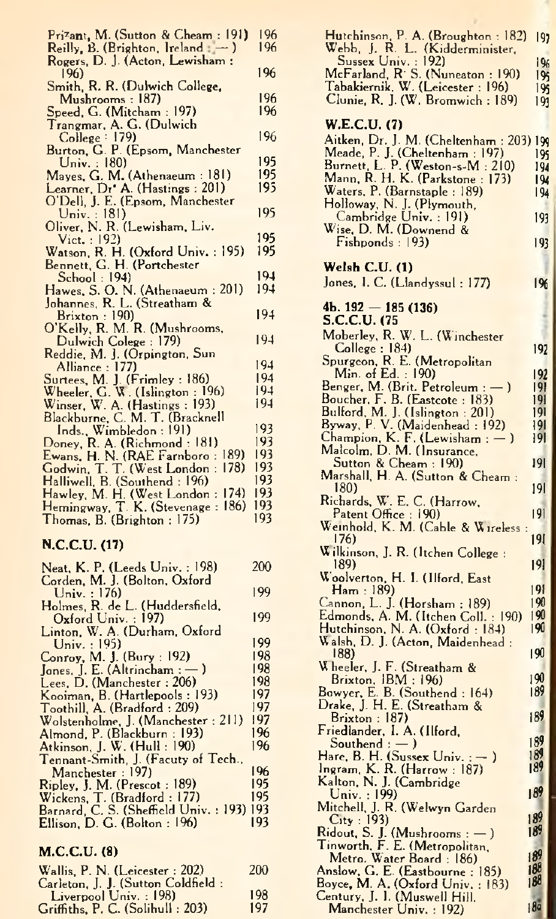Prizant, M. (Sutton & Cheam : 191) 196
Reilly, B. (Brighton, Ireland : — ) 196
Rogers, D. J. (Acton, Lewisham : 196) 196
Smith, R. R. (Dulwich College, Mushrooms : 187) 196
Speed, G. (Mitcham : 197) 196
Trangmar, A. G. (Dulwich College : 179) 196
Burton, G. P. (Epsom, Manchester Univ. : 180) 195
Mayes, G. M. (Athenaeum : 181) 195
Learner, Dr. A. (Hastings : 201) 195
O'Dell, J. E. (Epsom, Manchester Univ. : 181) 195
Oliver, N. R. (Lewisham, Liv. Vict. : 192) 195
Watson, R. H. (Oxford Univ. : 195) 195
Bennett, G. H. (Portchester School : 194) 194
Hawes, S. O. N. (Athenaeum : 201) 194
Johannes, R. L. (Streatham & Brixton : 190) 194
O'Kelly, R. M. R. (Mushrooms, Dulwich Colege : 179) 194
Reddie, M. J. (Orpington, Sun Alliance : 177) 194
Surtees, M. J. (Frimley : 186) 194
Wheeler, G. W. (Islington : 196) 194
Winser, W. A. (Hastings : 193) 194
Blackburne, C. M. T. (Bracknell Inds., Wimbledon : 191) 193
Doney, R. A. (Richmond : 181) 193
Ewans, H. N. (RAE Farnboro : 189) 193
Godwin, T. T. (West London : 178) 193
Halliwell, B. (Southend : 196) 193
Hawley, M. H. (West London : 174) 193
Hemingway, T. K. (Stevenage : 186) 193
Thomas, B. (Brighton : 175) 193

**N.C.C.U. (17)**

Neat, K. P. (Leeds Univ. : 198) 200
Corden, M. J. (Bolton, Oxford Univ. : 176) 199
Holmes, R. de L. (Huddersfield, Oxford Univ. : 197) 199
Linton, W. A. (Durham, Oxford Univ. : 195) 199
Conroy, M. J. (Bury : 192) 198
Jones, J. E. (Altrincham : — ) 198
Lees, D. (Manchester : 206) 198
Kooiman, B. (Hartlepools : 193) 197
Toothill, A. (Bradford : 209) 197
Wolstenholme, J. (Manchester : 211) 197
Almond, P. (Blackburn : 193) 196
Atkinson, J. W. (Hull : 190) 196
Tennant-Smith, J. (Facuty of Tech., Manchester : 197) 196
Ripley, J. M. (Prescot : 189) 195
Wickens, T. (Bradford : 177) 195
Barnard, C. S. (Sheffield Univ. : 193) 193
Ellison, D. G. (Bolton : 196) 193

**M.C.C.U. (8)**

Wallis, P. N. (Leicester : 202) 200
Carleton, J. J. (Sutton Coldfield : Liverpool Univ. : 198) 198
Griffiths, P. C. (Solihull : 203) 197
Hutchinson, P. A. (Broughton : 182) 197
Webb, J. R. L. (Kidderminister, Sussex Univ. : 192) 196
McFarland, R. S. (Nuneaton : 190) 195
Tabakiernik, W. (Leicester : 196) 195
Clunie, R. J. (W. Bromwich : 189) 193

**W.E.C.U. (7)**

Aitken, Dr. J. M. (Cheltenham : 203) 199
Meade, P. J. (Cheltenham : 197) 195
Burnett, L. P. (Weston-s-M : 210) 194
Mann, R. H. K. (Parkstone : 173) 194
Waters, P. (Barnstaple : 189) 194
Holloway, N. J. (Plymouth, Cambridge Univ. : 191) 193
Wise, D. M. (Downend & Fishponds : 193) 193

**Welsh C.U. (1)**

Jones, I. C. (Llandyssul : 177) 196

**4b. 192 — 185 (136)**

**S.C.C.U. (75**

Moberley, R. W. L. (Winchester College : 184) 192
Spurgeon, R. E. (Metropolitan Min. of Ed. : 190) 192
Benger, M. (Brit. Petroleum : — ) 191
Boucher, F. B. (Eastcote : 183) 191
Bulford, M. J. (Islington : 201) 191
Byway, P. V. (Maidenhead : 192) 191
Champion, K. F. (Lewisham : — ) 191
Malcolm, D. M. (Insurance, Sutton & Cheam : 190) 191
Marshall, H. A. (Sutton & Cheam : 180) 191
Richards, W. E. C. (Harrow, Patent Office : 190) 191
Weinhold, K. M. (Cable & Wireless : 176) 191
Wilkinson, J. R. (Itchen College : 189) 191
Woolverton, H. I. (Ilford, East Ham : 189) 191
Cannon, L. J. (Horsham : 189) 190
Edmonds, A. M. (Itchen Coll. : 190) 190
Hutchinson, N. A. (Oxford : 184) 190
Walsh, D. J. (Acton, Maidenhead : 188) 190
Wheeler, J. F. (Streatham & Brixton, IBM : 196) 190
Bowyer, E. B. (Southend : 164) 189
Drake, J. H. E. (Streatham & Brixton : 187) 189
Friedlander, I. A. (Ilford, Southend : — ) 189
Hare, B. H. (Sussex Univ. : — ) 189
Ingram, K. R. (Harrow : 187) 189
Kalton, N. J. (Cambridge Univ. : 199) 189
Mitchell, J. R. (Welwyn Garden City : 193) 189
Ridout, S. J. (Mushrooms : — ) 189
Tinworth, F. E. (Metropolitan, Metro. Water Board : 186) 189
Anslow, G. E. (Eastbourne : 185) 188
Boyce, M. A. (Oxford Univ. : 183) 188
Century, J. I. (Muswell Hill, Manchester Univ. : 192) 188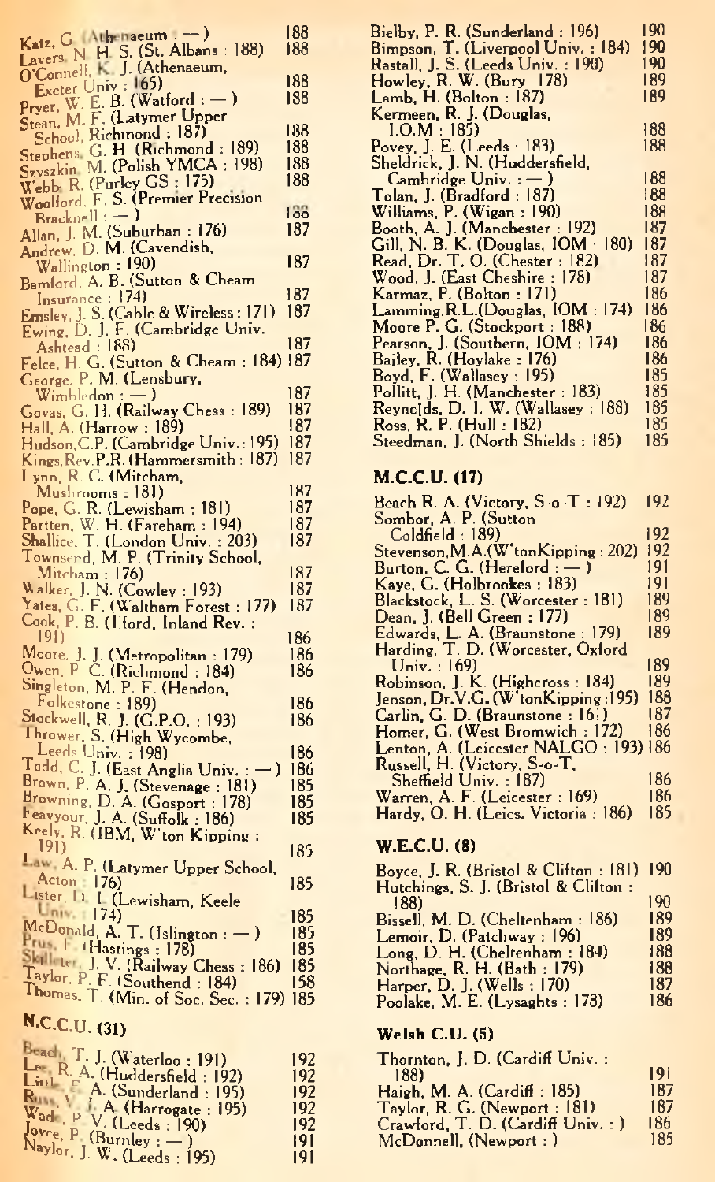| | |
|---|---|
| Katz, G. (Athenaeum : —) | 188 |
| Lavers, N. H. S. (St. Albans : 188) | 188 |
| O'Connell, K. J. (Athenaeum, Exeter Univ : 165) | 188 |
| Pryer, W. E. B. (Watford : —) | 188 |
| Stean, M. F. (Latymer Upper School, Richmond : 187) | 188 |
| Stephens, G. H. (Richmond : 189) | 188 |
| Szvszkin, M. (Polish YMCA : 198) | 188 |
| Webb, R. (Purley GS : 175) | 188 |
| Woolford, F. S. (Premier Precision Bracknell : —) | 188 |
| Allan, J. M. (Suburban : 176) | 187 |
| Andrew, D. M. (Cavendish, Wallington : 190) | 187 |
| Bamford, A. B. (Sutton & Cheam Insurance : 174) | 187 |
| Emsley, J. S. (Cable & Wireless : 171) | 187 |
| Ewing, D. J. F. (Cambridge Univ. Ashtead : 188) | 187 |
| Felce, H. G. (Sutton & Cheam : 184) | 187 |
| George, P. M. (Lensbury, Wimbledon : —) | 187 |
| Govas, G. H. (Railway Chess : 189) | 187 |
| Hall, A. (Harrow : 189) | 187 |
| Hudson, C.P. (Cambridge Univ. : 195) | 187 |
| Kings, Rev. P.R. (Hammersmith : 187) | 187 |
| Lynn, R. C. (Mitcham, Mushrooms : 181) | 187 |
| Pope, G. R. (Lewisham : 181) | 187 |
| Partten, W. H. (Fareham : 194) | 187 |
| Shallice, T. (London Univ. : 203) | 187 |
| Townsend, M. P. (Trinity School, Mitcham : 176) | 187 |
| Walker, J. N. (Cowley : 193) | 187 |
| Yates, G. F. (Waltham Forest : 177) | 187 |
| Cook, P. B. (Ilford, Inland Rev. : 191) | 186 |
| Moore, J. J. (Metropolitan : 179) | 186 |
| Owen, P. C. (Richmond : 184) | 186 |
| Singleton, M. P. F. (Hendon, Folkestone : 189) | 186 |
| Stockwell, R. J. (G.P.O. : 193) | 186 |
| Thrower, S. (High Wycombe, Leeds Univ. : 198) | 186 |
| Todd, C. J. (East Anglia Univ. : —) | 186 |
| Brown, P. A. J. (Stevenage : 181) | 185 |
| Browning, D. A. (Gosport : 178) | 185 |
| Feavyour, J. A. (Suffolk : 186) | 185 |
| Keely, R. (IBM, W'ton Kipping : 191) | 185 |
| Law, A. P. (Latymer Upper School, Acton : 176) | 185 |
| Lister, D. I. (Lewisham, Keele Univ. : 174) | 185 |
| McDonald, A. T. (Islington : —) | 185 |
| Prus, F. (Hastings : 178) | 185 |
| Skillster, J. V. (Railway Chess : 186) | 185 |
| Taylor, P. F. (Southend : 184) | 158 |
| Thomas, T. (Min. of Soc. Sec. : 179) | 185 |

## N.C.C.U. (31)

| | |
|---|---|
| Beach, T. J. (Waterloo : 191) | 192 |
| Lee, R. A. (Huddersfield : 192) | 192 |
| Little, E. A. (Sunderland : 195) | 192 |
| Russ, V. J. A. (Harrogate : 195) | 192 |
| Wade, P. V. (Leeds : 190) | 192 |
| Joyce, P. (Burnley : —) | 191 |
| Naylor, J. W. (Leeds : 195) | 191 |
| Bielby, P. R. (Sunderland : 196) | 190 |
| Bimpson, T. (Liverpool Univ. : 184) | 190 |
| Rastall, J. S. (Leeds Univ. : 190) | 190 |
| Howley, R. W. (Bury 178) | 189 |
| Lamb, H. (Bolton : 187) | 189 |
| Kermeen, R. J. (Douglas, I.O.M : 185) | 188 |
| Povey, J. E. (Leeds : 183) | 188 |
| Sheldrick, J. N. (Huddersfield, Cambridge Univ. : —) | 188 |
| Tolan, J. (Bradford : 187) | 188 |
| Williams, P. (Wigan : 190) | 188 |
| Booth, A. J. (Manchester : 192) | 187 |
| Gill, N. B. K. (Douglas, IOM : 180) | 187 |
| Read, Dr. T. O. (Chester : 182) | 187 |
| Wood, J. (East Cheshire : 178) | 187 |
| Karmaz, P. (Bolton : 171) | 186 |
| Lamming, R.L.(Douglas, IOM : 174) | 186 |
| Moore P. G. (Stockport : 188) | 186 |
| Pearson, J. (Southern, IOM : 174) | 186 |
| Bailey, R. (Hoylake : 176) | 186 |
| Boyd, F. (Wallasey : 195) | 185 |
| Pollitt, J. H. (Manchester : 183) | 185 |
| Reynolds, D. I. W. (Wallasey : 188) | 185 |
| Ross, R. P. (Hull : 182) | 185 |
| Steedman, J. (North Shields : 185) | 185 |

## M.C.C.U. (17)

| | |
|---|---|
| Beach R. A. (Victory, S-o-T : 192) | 192 |
| Sombor, A. P. (Sutton Coldfield : 189) | 192 |
| Stevenson, M.A.(W'tonKipping : 202) | 192 |
| Burton, C. G. (Hereford : —) | 191 |
| Kaye, G. (Holbrookes : 183) | 191 |
| Blackstock, L. S. (Worcester : 181) | 189 |
| Dean, J. (Bell Green : 177) | 189 |
| Edwards, L. A. (Braunstone : 179) | 189 |
| Harding, T. D. (Worcester, Oxford Univ. : 169) | 189 |
| Robinson, J. K. (Highcross : 184) | 189 |
| Jenson, Dr.V.G. (W'tonKipping : 195) | 188 |
| Carlin, G. D. (Braunstone : 161) | 187 |
| Homer, G. (West Bromwich : 172) | 186 |
| Lenton, A. (Leicester NALGO : 193) | 186 |
| Russell, H. (Victory, S-o-T, Sheffield Univ. : 187) | 186 |
| Warren, A. F. (Leicester : 169) | 186 |
| Hardy, O. H. (Leics. Victoria : 186) | 185 |

## W.E.C.U. (8)

| | |
|---|---|
| Boyce, J. R. (Bristol & Clifton : 181) | 190 |
| Hutchings, S. J. (Bristol & Clifton : 188) | 190 |
| Bissell, M. D. (Cheltenham : 186) | 189 |
| Lemoir, D. (Patchway : 196) | 189 |
| Long, D. H. (Cheltenham : 184) | 188 |
| Northage, R. H. (Bath : 179) | 188 |
| Harper, D. J. (Wells : 170) | 187 |
| Poolake, M. E. (Lysaghts : 178) | 186 |

## Welsh C.U. (5)

| | |
|---|---|
| Thornton, J. D. (Cardiff Univ. : 188) | 191 |
| Haigh, M. A. (Cardiff : 185) | 187 |
| Taylor, R. G. (Newport : 181) | 187 |
| Crawford, T. D. (Cardiff Univ. : ) | 186 |
| McDonnell, (Newport : ) | 185 |